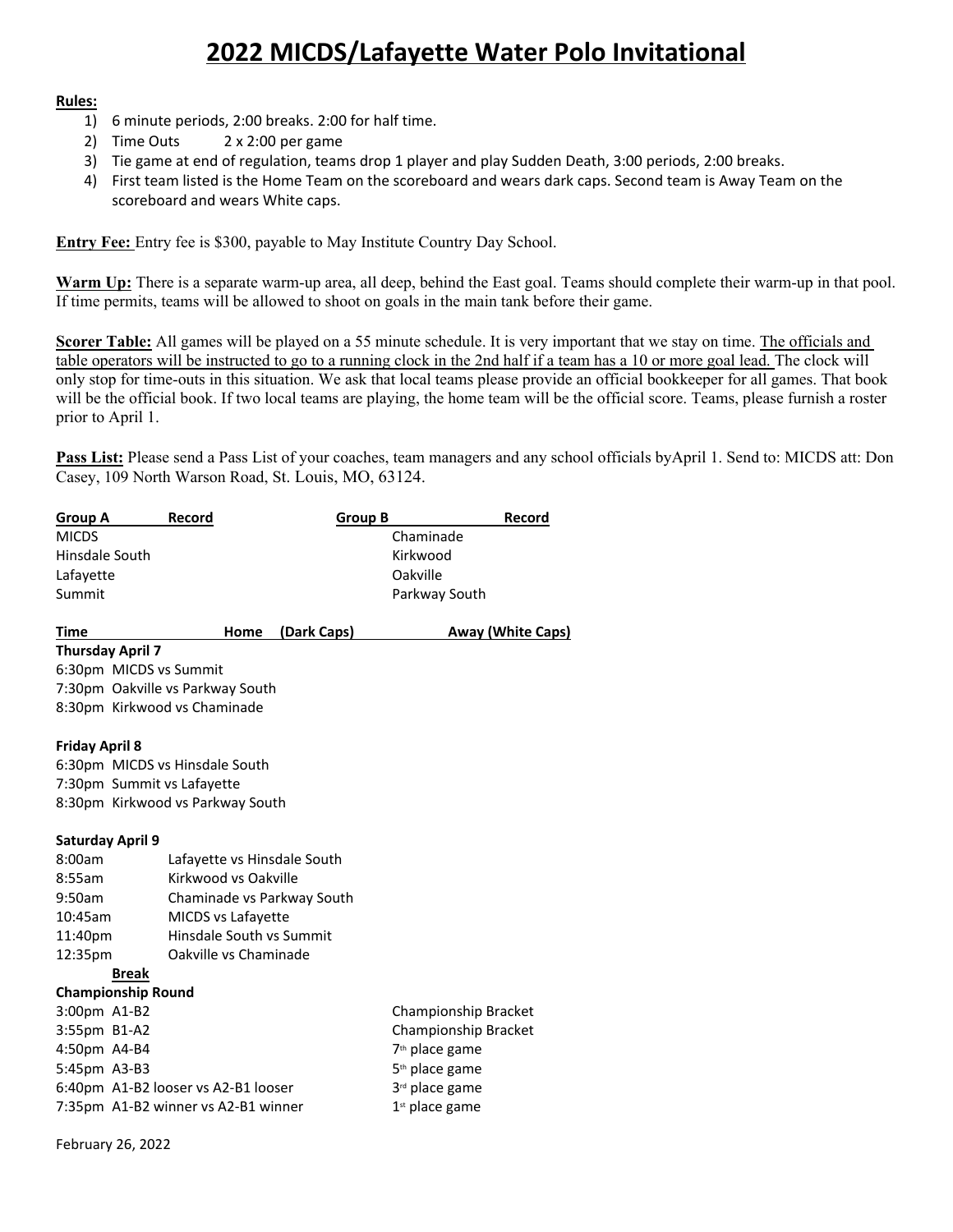# 2022 MICDS/Lafayette Water Polo Invitational

**Rules:**

1) 6 minute periods, 2:00 breaks. 2:00 for half time.
2) Time Outs 2 x 2:00 per game
3) Tie game at end of regulation, teams drop 1 player and play Sudden Death, 3:00 periods, 2:00 breaks.
4) First team listed is the Home Team on the scoreboard and wears dark caps. Second team is Away Team on the scoreboard and wears White caps.

**Entry Fee:** Entry fee is $300, payable to May Institute Country Day School.

**Warm Up:** There is a separate warm-up area, all deep, behind the East goal. Teams should complete their warm-up in that pool. If time permits, teams will be allowed to shoot on goals in the main tank before their game.

**Scorer Table:** All games will be played on a 55 minute schedule. It is very important that we stay on time. The officials and table operators will be instructed to go to a running clock in the 2nd half if a team has a 10 or more goal lead. The clock will only stop for time-outs in this situation. We ask that local teams please provide an official bookkeeper for all games. That book will be the official book. If two local teams are playing, the home team will be the official score. Teams, please furnish a roster prior to April 1.

**Pass List:** Please send a Pass List of your coaches, team managers and any school officials byApril 1. Send to: MICDS att: Don Casey, 109 North Warson Road, St. Louis, MO, 63124.

| Group A | Record | Group B | Record |
|---|---|---|---|
| MICDS | | Chaminade | |
| Hinsdale South | | Kirkwood | |
| Lafayette | | Oakville | |
| Summit | | Parkway South | |

**Time Home (Dark Caps) Away (White Caps)**

**Thursday April 7**

6:30pm MICDS vs Summit
7:30pm Oakville vs Parkway South
8:30pm Kirkwood vs Chaminade

**Friday April 8**

6:30pm MICDS vs Hinsdale South
7:30pm Summit vs Lafayette
8:30pm Kirkwood vs Parkway South

**Saturday April 9**

8:00am Lafayette vs Hinsdale South
8:55am Kirkwood vs Oakville
9:50am Chaminade vs Parkway South
10:45am MICDS vs Lafayette
11:40pm Hinsdale South vs Summit
12:35pm Oakville vs Chaminade

**Break**

**Championship Round**

| | |
|---|---|
| 3:00pm A1-B2 | Championship Bracket |
| 3:55pm B1-A2 | Championship Bracket |
| 4:50pm A4-B4 | 7th place game |
| 5:45pm A3-B3 | 5th place game |
| 6:40pm A1-B2 looser vs A2-B1 looser | 3rd place game |
| 7:35pm A1-B2 winner vs A2-B1 winner | 1st place game |

February 26, 2022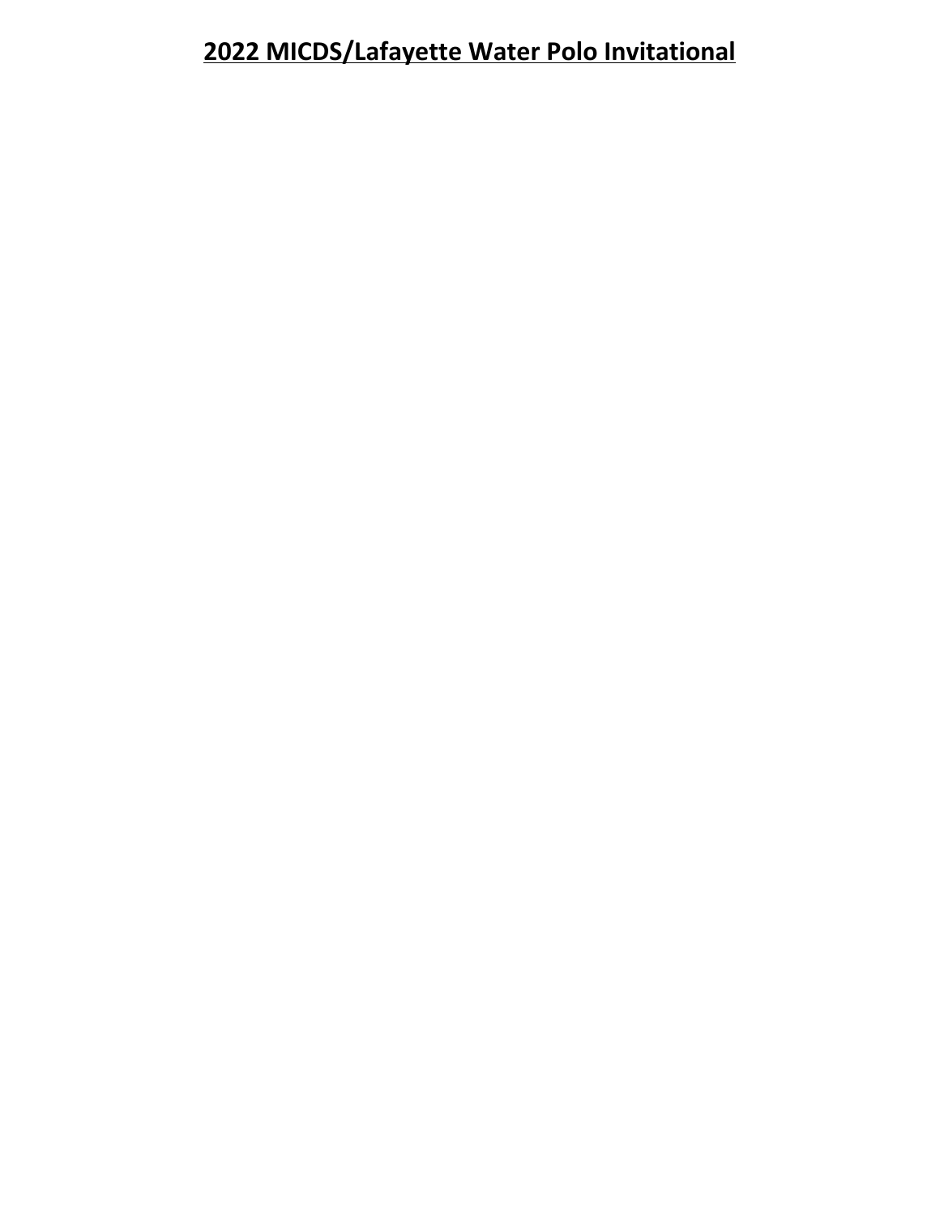# **2022 MICDS/Lafayette Water Polo Invitational**